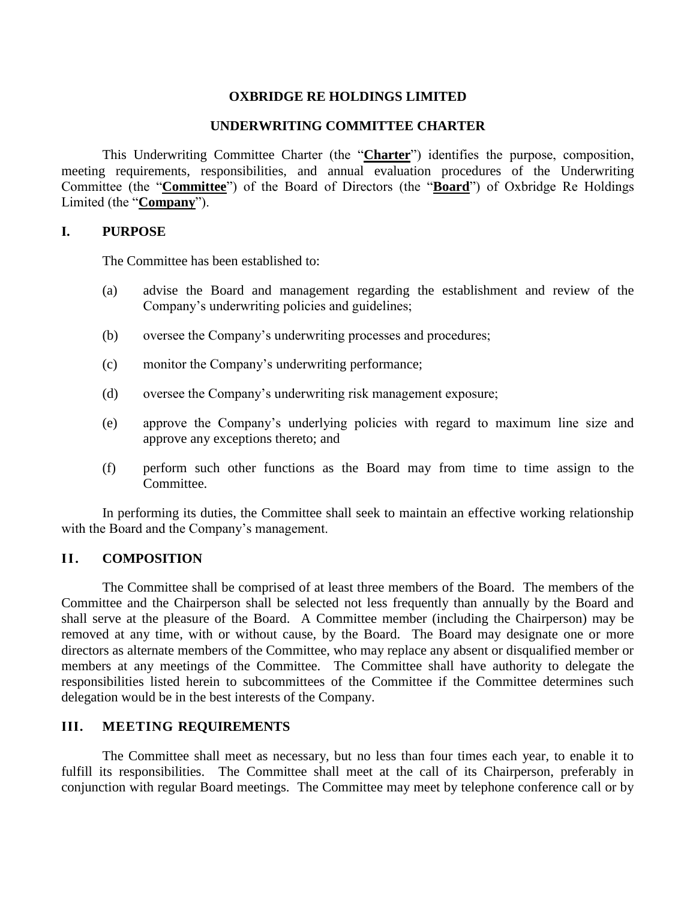# OXBRIDGE RE HOLDINGS LIMITED

## UNDERWRITING COMMITTEE CHARTER

This Underwriting Committee Charter (the "**Charter**") identifies the purpose, composition, meeting requirements, responsibilities, and annual evaluation procedures of the Underwriting Committee (the "**Committee**") of the Board of Directors (the "**Board**") of Oxbridge Re Holdings Limited (the "**Company**").

### I. PURPOSE

The Committee has been established to:

(a) advise the Board and management regarding the establishment and review of the Company's underwriting policies and guidelines;

(b) oversee the Company's underwriting processes and procedures;

(c) monitor the Company's underwriting performance;

(d) oversee the Company's underwriting risk management exposure;

(e) approve the Company's underlying policies with regard to maximum line size and approve any exceptions thereto; and

(f) perform such other functions as the Board may from time to time assign to the Committee.

In performing its duties, the Committee shall seek to maintain an effective working relationship with the Board and the Company's management.

### II. COMPOSITION

The Committee shall be comprised of at least three members of the Board. The members of the Committee and the Chairperson shall be selected not less frequently than annually by the Board and shall serve at the pleasure of the Board. A Committee member (including the Chairperson) may be removed at any time, with or without cause, by the Board. The Board may designate one or more directors as alternate members of the Committee, who may replace any absent or disqualified member or members at any meetings of the Committee. The Committee shall have authority to delegate the responsibilities listed herein to subcommittees of the Committee if the Committee determines such delegation would be in the best interests of the Company.

### III. MEETING REQUIREMENTS

The Committee shall meet as necessary, but no less than four times each year, to enable it to fulfill its responsibilities. The Committee shall meet at the call of its Chairperson, preferably in conjunction with regular Board meetings. The Committee may meet by telephone conference call or by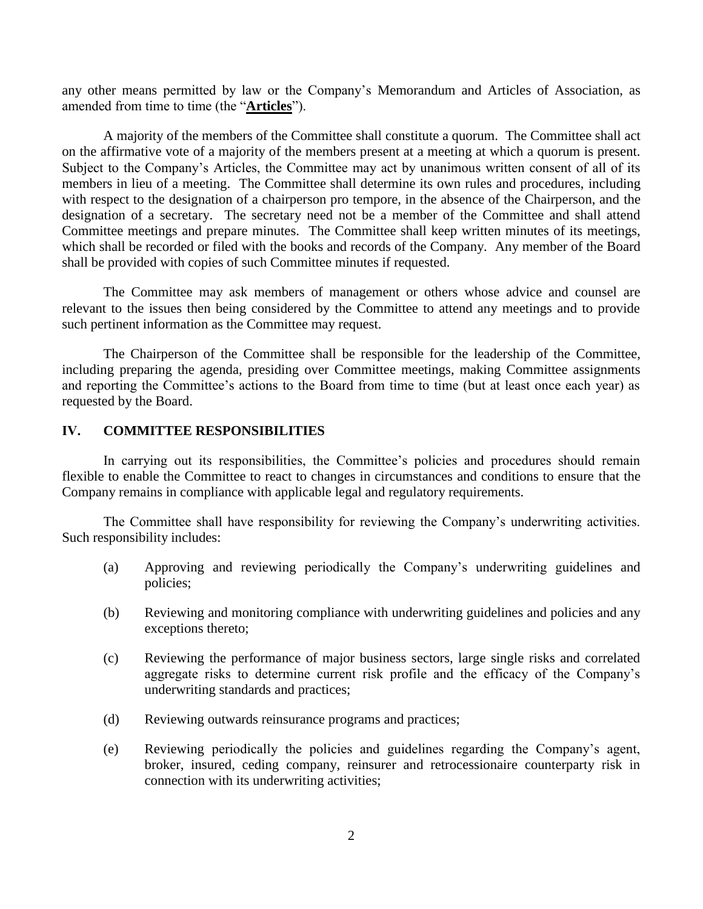any other means permitted by law or the Company's Memorandum and Articles of Association, as amended from time to time (the "**Articles**").

A majority of the members of the Committee shall constitute a quorum. The Committee shall act on the affirmative vote of a majority of the members present at a meeting at which a quorum is present. Subject to the Company's Articles, the Committee may act by unanimous written consent of all of its members in lieu of a meeting. The Committee shall determine its own rules and procedures, including with respect to the designation of a chairperson pro tempore, in the absence of the Chairperson, and the designation of a secretary. The secretary need not be a member of the Committee and shall attend Committee meetings and prepare minutes. The Committee shall keep written minutes of its meetings, which shall be recorded or filed with the books and records of the Company. Any member of the Board shall be provided with copies of such Committee minutes if requested.

The Committee may ask members of management or others whose advice and counsel are relevant to the issues then being considered by the Committee to attend any meetings and to provide such pertinent information as the Committee may request.

The Chairperson of the Committee shall be responsible for the leadership of the Committee, including preparing the agenda, presiding over Committee meetings, making Committee assignments and reporting the Committee's actions to the Board from time to time (but at least once each year) as requested by the Board.

## IV. COMMITTEE RESPONSIBILITIES

In carrying out its responsibilities, the Committee's policies and procedures should remain flexible to enable the Committee to react to changes in circumstances and conditions to ensure that the Company remains in compliance with applicable legal and regulatory requirements.

The Committee shall have responsibility for reviewing the Company's underwriting activities. Such responsibility includes:

(a) Approving and reviewing periodically the Company's underwriting guidelines and policies;

(b) Reviewing and monitoring compliance with underwriting guidelines and policies and any exceptions thereto;

(c) Reviewing the performance of major business sectors, large single risks and correlated aggregate risks to determine current risk profile and the efficacy of the Company's underwriting standards and practices;

(d) Reviewing outwards reinsurance programs and practices;

(e) Reviewing periodically the policies and guidelines regarding the Company's agent, broker, insured, ceding company, reinsurer and retrocessionaire counterparty risk in connection with its underwriting activities;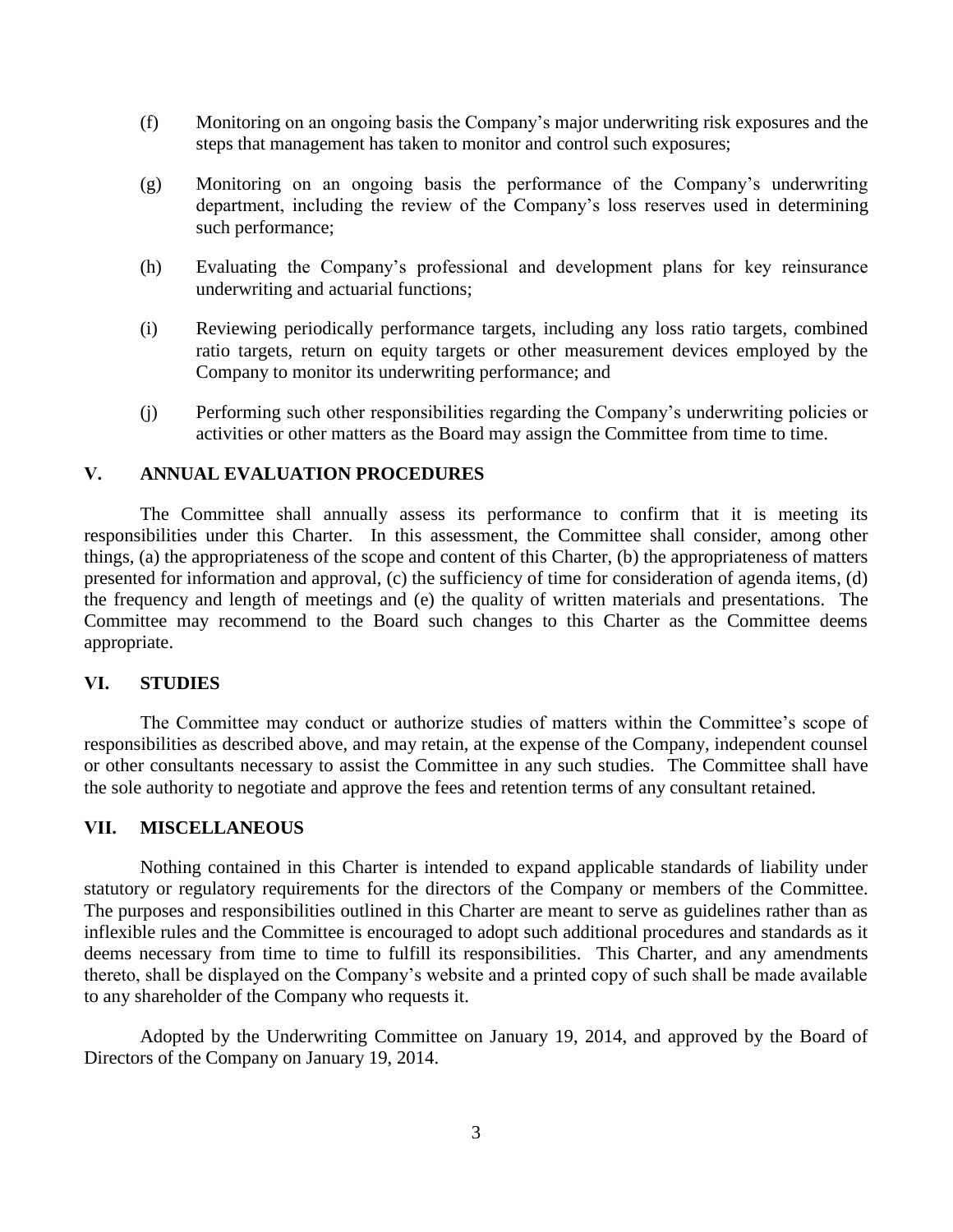(f) Monitoring on an ongoing basis the Company's major underwriting risk exposures and the steps that management has taken to monitor and control such exposures;

(g) Monitoring on an ongoing basis the performance of the Company's underwriting department, including the review of the Company's loss reserves used in determining such performance;

(h) Evaluating the Company's professional and development plans for key reinsurance underwriting and actuarial functions;

(i) Reviewing periodically performance targets, including any loss ratio targets, combined ratio targets, return on equity targets or other measurement devices employed by the Company to monitor its underwriting performance; and

(j) Performing such other responsibilities regarding the Company's underwriting policies or activities or other matters as the Board may assign the Committee from time to time.

## V. ANNUAL EVALUATION PROCEDURES

The Committee shall annually assess its performance to confirm that it is meeting its responsibilities under this Charter. In this assessment, the Committee shall consider, among other things, (a) the appropriateness of the scope and content of this Charter, (b) the appropriateness of matters presented for information and approval, (c) the sufficiency of time for consideration of agenda items, (d) the frequency and length of meetings and (e) the quality of written materials and presentations. The Committee may recommend to the Board such changes to this Charter as the Committee deems appropriate.

## VI. STUDIES

The Committee may conduct or authorize studies of matters within the Committee's scope of responsibilities as described above, and may retain, at the expense of the Company, independent counsel or other consultants necessary to assist the Committee in any such studies. The Committee shall have the sole authority to negotiate and approve the fees and retention terms of any consultant retained.

## VII. MISCELLANEOUS

Nothing contained in this Charter is intended to expand applicable standards of liability under statutory or regulatory requirements for the directors of the Company or members of the Committee. The purposes and responsibilities outlined in this Charter are meant to serve as guidelines rather than as inflexible rules and the Committee is encouraged to adopt such additional procedures and standards as it deems necessary from time to time to fulfill its responsibilities. This Charter, and any amendments thereto, shall be displayed on the Company's website and a printed copy of such shall be made available to any shareholder of the Company who requests it.

Adopted by the Underwriting Committee on January 19, 2014, and approved by the Board of Directors of the Company on January 19, 2014.